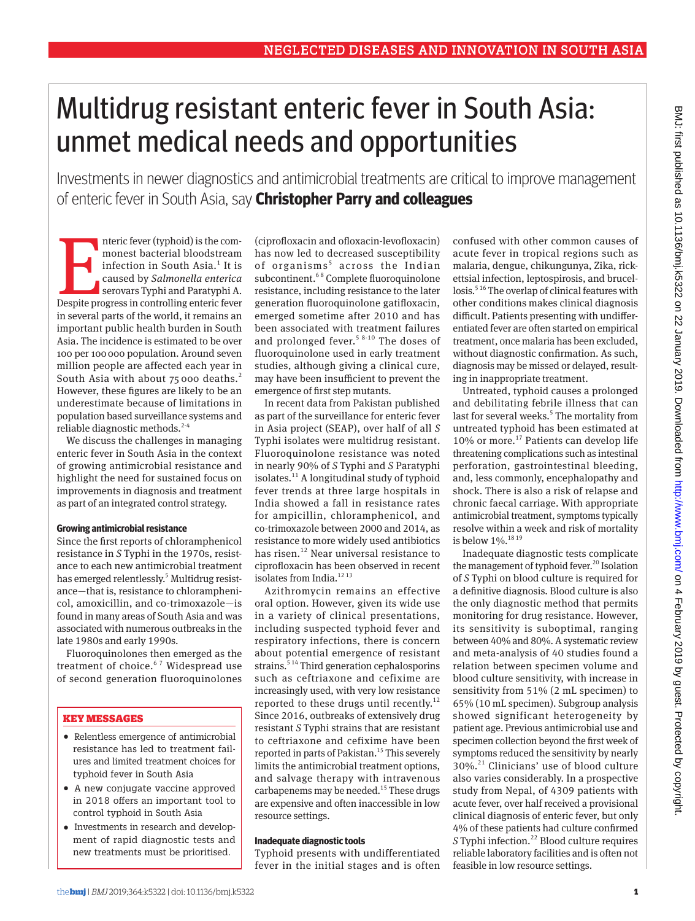# Multidrug resistant enteric fever in South Asia: unmet medical needs and opportunities

Investments in newer diagnostics and antimicrobial treatments are critical to improve management of enteric fever in South Asia, say **Christopher Parry and colleagues**

Enteric fever (typhoid) is the commonest bacterial bloodstream infection in South Asia.[1] It is caused by *Salmonella enterica* serovars Typhi and Paratyphi A. Despite progress in controlling enteric fever in several parts of the world, it remains an important public health burden in South Asia. The incidence is estimated to be over 100 per 100 000 population. Around seven million people are affected each year in South Asia with about 75 000 deaths.[2] However, these figures are likely to be an underestimate because of limitations in population based surveillance systems and reliable diagnostic methods.[2-4]

We discuss the challenges in managing enteric fever in South Asia in the context of growing antimicrobial resistance and highlight the need for sustained focus on improvements in diagnosis and treatment as part of an integrated control strategy.

### Growing antimicrobial resistance

Since the first reports of chloramphenicol resistance in *S* Typhi in the 1970s, resistance to each new antimicrobial treatment has emerged relentlessly.[5] Multidrug resistance—that is, resistance to chloramphenicol, amoxicillin, and co-trimoxazole—is found in many areas of South Asia and was associated with numerous outbreaks in the late 1980s and early 1990s.

Fluoroquinolones then emerged as the treatment of choice.[6,7] Widespread use of second generation fluoroquinolones (ciprofloxacin and ofloxacin-levofloxacin) has now led to decreased susceptibility of organisms[5] across the Indian subcontinent.[6,8] Complete fluoroquinolone resistance, including resistance to the later generation fluoroquinolone gatifloxacin, emerged sometime after 2010 and has been associated with treatment failures and prolonged fever.[5,8-10] The doses of fluoroquinolone used in early treatment studies, although giving a clinical cure, may have been insufficient to prevent the emergence of first step mutants.

In recent data from Pakistan published as part of the surveillance for enteric fever in Asia project (SEAP), over half of all *S* Typhi isolates were multidrug resistant. Fluoroquinolone resistance was noted in nearly 90% of *S* Typhi and *S* Paratyphi isolates.[11] A longitudinal study of typhoid fever trends at three large hospitals in India showed a fall in resistance rates for ampicillin, chloramphenicol, and co-trimoxazole between 2000 and 2014, as resistance to more widely used antibiotics has risen.[12] Near universal resistance to ciprofloxacin has been observed in recent isolates from India.[12,13]

Azithromycin remains an effective oral option. However, given its wide use in a variety of clinical presentations, including suspected typhoid fever and respiratory infections, there is concern about potential emergence of resistant strains.[5,14] Third generation cephalosporins such as ceftriaxone and cefixime are increasingly used, with very low resistance reported to these drugs until recently.[12] Since 2016, outbreaks of extensively drug resistant *S* Typhi strains that are resistant to ceftriaxone and cefixime have been reported in parts of Pakistan.[15] This severely limits the antimicrobial treatment options, and salvage therapy with intravenous carbapenems may be needed.[15] These drugs are expensive and often inaccessible in low resource settings.

> **KEY MESSAGES**
>
> - Relentless emergence of antimicrobial resistance has led to treatment failures and limited treatment choices for typhoid fever in South Asia
> - A new conjugate vaccine approved in 2018 offers an important tool to control typhoid in South Asia
> - Investments in research and development of rapid diagnostic tests and new treatments must be prioritised.

### Inadequate diagnostic tools

Typhoid presents with undifferentiated fever in the initial stages and is often confused with other common causes of acute fever in tropical regions such as malaria, dengue, chikungunya, Zika, rickettsial infection, leptospirosis, and brucellosis.[5,16] The overlap of clinical features with other conditions makes clinical diagnosis difficult. Patients presenting with undifferentiated fever are often started on empirical treatment, once malaria has been excluded, without diagnostic confirmation. As such, diagnosis may be missed or delayed, resulting in inappropriate treatment.

Untreated, typhoid causes a prolonged and debilitating febrile illness that can last for several weeks.[5] The mortality from untreated typhoid has been estimated at 10% or more.[17] Patients can develop life threatening complications such as intestinal perforation, gastrointestinal bleeding, and, less commonly, encephalopathy and shock. There is also a risk of relapse and chronic faecal carriage. With appropriate antimicrobial treatment, symptoms typically resolve within a week and risk of mortality is below 1%.[18,19]

Inadequate diagnostic tests complicate the management of typhoid fever.[20] Isolation of *S* Typhi on blood culture is required for a definitive diagnosis. Blood culture is also the only diagnostic method that permits monitoring for drug resistance. However, its sensitivity is suboptimal, ranging between 40% and 80%. A systematic review and meta-analysis of 40 studies found a relation between specimen volume and blood culture sensitivity, with increase in sensitivity from 51% (2 mL specimen) to 65% (10 mL specimen). Subgroup analysis showed significant heterogeneity by patient age. Previous antimicrobial use and specimen collection beyond the first week of symptoms reduced the sensitivity by nearly 30%.[21] Clinicians' use of blood culture also varies considerably. In a prospective study from Nepal, of 4309 patients with acute fever, over half received a provisional clinical diagnosis of enteric fever, but only 4% of these patients had culture confirmed *S* Typhi infection.[22] Blood culture requires reliable laboratory facilities and is often not feasible in low resource settings.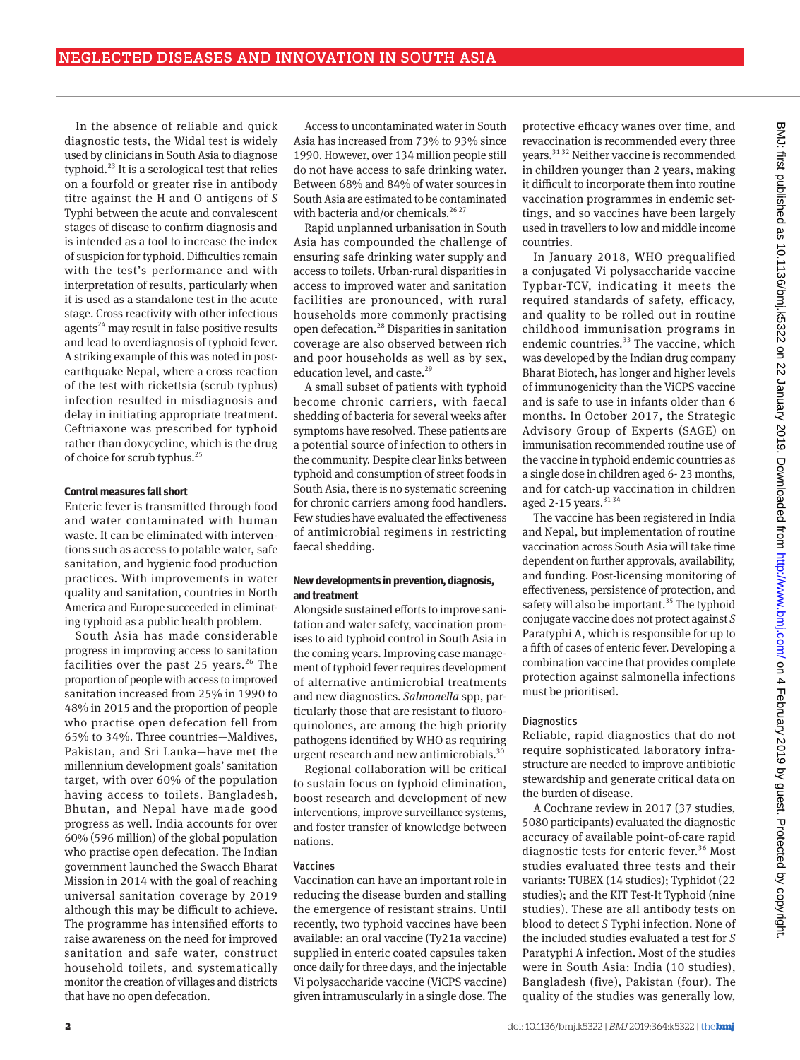In the absence of reliable and quick diagnostic tests, the Widal test is widely used by clinicians in South Asia to diagnose typhoid.[23] It is a serological test that relies on a fourfold or greater rise in antibody titre against the H and O antigens of *S* Typhi between the acute and convalescent stages of disease to confirm diagnosis and is intended as a tool to increase the index of suspicion for typhoid. Difficulties remain with the test's performance and with interpretation of results, particularly when it is used as a standalone test in the acute stage. Cross reactivity with other infectious agents[24] may result in false positive results and lead to overdiagnosis of typhoid fever. A striking example of this was noted in post-earthquake Nepal, where a cross reaction of the test with rickettsia (scrub typhus) infection resulted in misdiagnosis and delay in initiating appropriate treatment. Ceftriaxone was prescribed for typhoid rather than doxycycline, which is the drug of choice for scrub typhus.[25]

#### Control measures fall short

Enteric fever is transmitted through food and water contaminated with human waste. It can be eliminated with interventions such as access to potable water, safe sanitation, and hygienic food production practices. With improvements in water quality and sanitation, countries in North America and Europe succeeded in eliminating typhoid as a public health problem.

South Asia has made considerable progress in improving access to sanitation facilities over the past 25 years.[26] The proportion of people with access to improved sanitation increased from 25% in 1990 to 48% in 2015 and the proportion of people who practise open defecation fell from 65% to 34%. Three countries—Maldives, Pakistan, and Sri Lanka—have met the millennium development goals' sanitation target, with over 60% of the population having access to toilets. Bangladesh, Bhutan, and Nepal have made good progress as well. India accounts for over 60% (596 million) of the global population who practise open defecation. The Indian government launched the Swacch Bharat Mission in 2014 with the goal of reaching universal sanitation coverage by 2019 although this may be difficult to achieve. The programme has intensified efforts to raise awareness on the need for improved sanitation and safe water, construct household toilets, and systematically monitor the creation of villages and districts that have no open defecation.

Access to uncontaminated water in South Asia has increased from 73% to 93% since 1990. However, over 134 million people still do not have access to safe drinking water. Between 68% and 84% of water sources in South Asia are estimated to be contaminated with bacteria and/or chemicals.[26,27]

Rapid unplanned urbanisation in South Asia has compounded the challenge of ensuring safe drinking water supply and access to toilets. Urban-rural disparities in access to improved water and sanitation facilities are pronounced, with rural households more commonly practising open defecation.[28] Disparities in sanitation coverage are also observed between rich and poor households as well as by sex, education level, and caste.[29]

A small subset of patients with typhoid become chronic carriers, with faecal shedding of bacteria for several weeks after symptoms have resolved. These patients are a potential source of infection to others in the community. Despite clear links between typhoid and consumption of street foods in South Asia, there is no systematic screening for chronic carriers among food handlers. Few studies have evaluated the effectiveness of antimicrobial regimens in restricting faecal shedding.

#### New developments in prevention, diagnosis, and treatment

Alongside sustained efforts to improve sanitation and water safety, vaccination promises to aid typhoid control in South Asia in the coming years. Improving case management of typhoid fever requires development of alternative antimicrobial treatments and new diagnostics. *Salmonella* spp, particularly those that are resistant to fluoroquinolones, are among the high priority pathogens identified by WHO as requiring urgent research and new antimicrobials.[30]

Regional collaboration will be critical to sustain focus on typhoid elimination, boost research and development of new interventions, improve surveillance systems, and foster transfer of knowledge between nations.

##### Vaccines

Vaccination can have an important role in reducing the disease burden and stalling the emergence of resistant strains. Until recently, two typhoid vaccines have been available: an oral vaccine (Ty21a vaccine) supplied in enteric coated capsules taken once daily for three days, and the injectable Vi polysaccharide vaccine (ViCPS vaccine) given intramuscularly in a single dose. The protective efficacy wanes over time, and revaccination is recommended every three years.[31,32] Neither vaccine is recommended in children younger than 2 years, making it difficult to incorporate them into routine vaccination programmes in endemic settings, and so vaccines have been largely used in travellers to low and middle income countries.

In January 2018, WHO prequalified a conjugated Vi polysaccharide vaccine Typbar-TCV, indicating it meets the required standards of safety, efficacy, and quality to be rolled out in routine childhood immunisation programs in endemic countries.[33] The vaccine, which was developed by the Indian drug company Bharat Biotech, has longer and higher levels of immunogenicity than the ViCPS vaccine and is safe to use in infants older than 6 months. In October 2017, the Strategic Advisory Group of Experts (SAGE) on immunisation recommended routine use of the vaccine in typhoid endemic countries as a single dose in children aged 6- 23 months, and for catch-up vaccination in children aged 2-15 years.[31,34]

The vaccine has been registered in India and Nepal, but implementation of routine vaccination across South Asia will take time dependent on further approvals, availability, and funding. Post-licensing monitoring of effectiveness, persistence of protection, and safety will also be important.[35] The typhoid conjugate vaccine does not protect against *S* Paratyphi A, which is responsible for up to a fifth of cases of enteric fever. Developing a combination vaccine that provides complete protection against salmonella infections must be prioritised.

##### Diagnostics

Reliable, rapid diagnostics that do not require sophisticated laboratory infrastructure are needed to improve antibiotic stewardship and generate critical data on the burden of disease.

A Cochrane review in 2017 (37 studies, 5080 participants) evaluated the diagnostic accuracy of available point-of-care rapid diagnostic tests for enteric fever.[36] Most studies evaluated three tests and their variants: TUBEX (14 studies); Typhidot (22 studies); and the KIT Test-It Typhoid (nine studies). These are all antibody tests on blood to detect *S* Typhi infection. None of the included studies evaluated a test for *S* Paratyphi A infection. Most of the studies were in South Asia: India (10 studies), Bangladesh (five), Pakistan (four). The quality of the studies was generally low,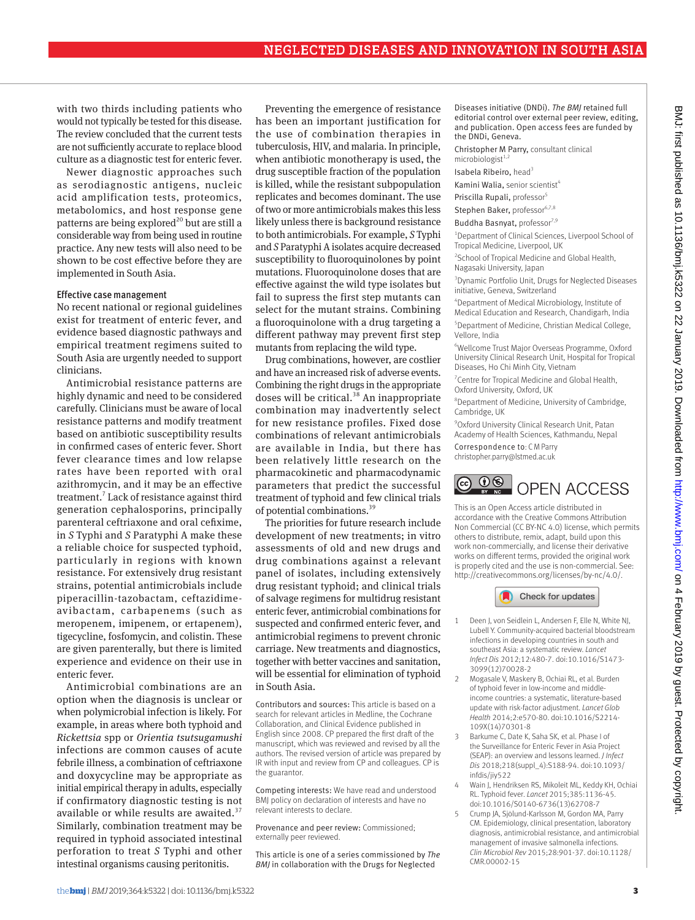with two thirds including patients who would not typically be tested for this disease. The review concluded that the current tests are not sufficiently accurate to replace blood culture as a diagnostic test for enteric fever.

Newer diagnostic approaches such as serodiagnostic antigens, nucleic acid amplification tests, proteomics, metabolomics, and host response gene patterns are being explored[20] but are still a considerable way from being used in routine practice. Any new tests will also need to be shown to be cost effective before they are implemented in South Asia.

### Effective case management

No recent national or regional guidelines exist for treatment of enteric fever, and evidence based diagnostic pathways and empirical treatment regimens suited to South Asia are urgently needed to support clinicians.

Antimicrobial resistance patterns are highly dynamic and need to be considered carefully. Clinicians must be aware of local resistance patterns and modify treatment based on antibiotic susceptibility results in confirmed cases of enteric fever. Short fever clearance times and low relapse rates have been reported with oral azithromycin, and it may be an effective treatment.[7] Lack of resistance against third generation cephalosporins, principally parenteral ceftriaxone and oral cefixime, in *S* Typhi and *S* Paratyphi A make these a reliable choice for suspected typhoid, particularly in regions with known resistance. For extensively drug resistant strains, potential antimicrobials include piperacillin-tazobactam, ceftazidime-avibactam, carbapenems (such as meropenem, imipenem, or ertapenem), tigecycline, fosfomycin, and colistin. These are given parenterally, but there is limited experience and evidence on their use in enteric fever.

Antimicrobial combinations are an option when the diagnosis is unclear or when polymicrobial infection is likely. For example, in areas where both typhoid and *Rickettsia* spp or *Orientia tsutsugamushi* infections are common causes of acute febrile illness, a combination of ceftriaxone and doxycycline may be appropriate as initial empirical therapy in adults, especially if confirmatory diagnostic testing is not available or while results are awaited.[37] Similarly, combination treatment may be required in typhoid associated intestinal perforation to treat *S* Typhi and other intestinal organisms causing peritonitis.

Preventing the emergence of resistance has been an important justification for the use of combination therapies in tuberculosis, HIV, and malaria. In principle, when antibiotic monotherapy is used, the drug susceptible fraction of the population is killed, while the resistant subpopulation replicates and becomes dominant. The use of two or more antimicrobials makes this less likely unless there is background resistance to both antimicrobials. For example, *S* Typhi and *S* Paratyphi A isolates acquire decreased susceptibility to fluoroquinolones by point mutations. Fluoroquinolone doses that are effective against the wild type isolates but fail to supress the first step mutants can select for the mutant strains. Combining a fluoroquinolone with a drug targeting a different pathway may prevent first step mutants from replacing the wild type.

Drug combinations, however, are costlier and have an increased risk of adverse events. Combining the right drugs in the appropriate doses will be critical.[38] An inappropriate combination may inadvertently select for new resistance profiles. Fixed dose combinations of relevant antimicrobials are available in India, but there has been relatively little research on the pharmacokinetic and pharmacodynamic parameters that predict the successful treatment of typhoid and few clinical trials of potential combinations.[39]

The priorities for future research include development of new treatments; in vitro assessments of old and new drugs and drug combinations against a relevant panel of isolates, including extensively drug resistant typhoid; and clinical trials of salvage regimens for multidrug resistant enteric fever, antimicrobial combinations for suspected and confirmed enteric fever, and antimicrobial regimens to prevent chronic carriage. New treatments and diagnostics, together with better vaccines and sanitation, will be essential for elimination of typhoid in South Asia.

**Contributors and sources:** This article is based on a search for relevant articles in Medline, the Cochrane Collaboration, and Clinical Evidence published in English since 2008. CP prepared the first draft of the manuscript, which was reviewed and revised by all the authors. The revised version of article was prepared by IR with input and review from CP and colleagues. CP is the guarantor.

**Competing interests:** We have read and understood BMJ policy on declaration of interests and have no relevant interests to declare.

**Provenance and peer review:** Commissioned; externally peer reviewed.

This article is one of a series commissioned by *The BMJ* in collaboration with the Drugs for Neglected Diseases initiative (DNDi). *The BMJ* retained full editorial control over external peer review, editing, and publication. Open access fees are funded by the DNDi, Geneva.

Christopher M Parry, consultant clinical microbiologist[1,2]

Isabela Ribeiro, head[3]

Kamini Walia, senior scientist[4]

Priscilla Rupali, professor[5]

Stephen Baker, professor[6,7,8]

Buddha Basnyat, professor[7,9]

[1]Department of Clinical Sciences, Liverpool School of Tropical Medicine, Liverpool, UK

[2]School of Tropical Medicine and Global Health, Nagasaki University, Japan

[3]Dynamic Portfolio Unit, Drugs for Neglected Diseases initiative, Geneva, Switzerland

[4]Department of Medical Microbiology, Institute of Medical Education and Research, Chandigarh, India

[5]Department of Medicine, Christian Medical College, Vellore, India

[6]Wellcome Trust Major Overseas Programme, Oxford University Clinical Research Unit, Hospital for Tropical Diseases, Ho Chi Minh City, Vietnam

[7]Centre for Tropical Medicine and Global Health, Oxford University, Oxford, UK

[8]Department of Medicine, University of Cambridge, Cambridge, UK

[9]Oxford University Clinical Research Unit, Patan Academy of Health Sciences, Kathmandu, Nepal

Correspondence to: C M Parry christopher.parry@lstmed.ac.uk

OPEN ACCESS

This is an Open Access article distributed in accordance with the Creative Commons Attribution Non Commercial (CC BY-NC 4.0) license, which permits others to distribute, remix, adapt, build upon this work non-commercially, and license their derivative works on different terms, provided the original work is properly cited and the use is non-commercial. See: http://creativecommons.org/licenses/by-nc/4.0/.

1. Deen J, von Seidlein L, Andersen F, Elle N, White NJ, Lubell Y. Community-acquired bacterial bloodstream infections in developing countries in south and southeast Asia: a systematic review. *Lancet Infect Dis* 2012;12:480-7. doi:10.1016/S1473-3099(12)70028-2
2. Mogasale V, Maskery B, Ochiai RL, et al. Burden of typhoid fever in low-income and middle-income countries: a systematic, literature-based update with risk-factor adjustment. *Lancet Glob Health* 2014;2:e570-80. doi:10.1016/S2214-109X(14)70301-8
3. Barkume C, Date K, Saha SK, et al. Phase I of the Surveillance for Enteric Fever in Asia Project (SEAP): an overview and lessons learned. *J Infect Dis* 2018;218(suppl_4):S188-94. doi:10.1093/infdis/jiy522
4. Wain J, Hendriksen RS, Mikoleit ML, Keddy KH, Ochiai RL. Typhoid fever. *Lancet* 2015;385:1136-45. doi:10.1016/S0140-6736(13)62708-7
5. Crump JA, Sjölund-Karlsson M, Gordon MA, Parry CM. Epidemiology, clinical presentation, laboratory diagnosis, antimicrobial resistance, and antimicrobial management of invasive salmonella infections. *Clin Microbiol Rev* 2015;28:901-37. doi:10.1128/CMR.00002-15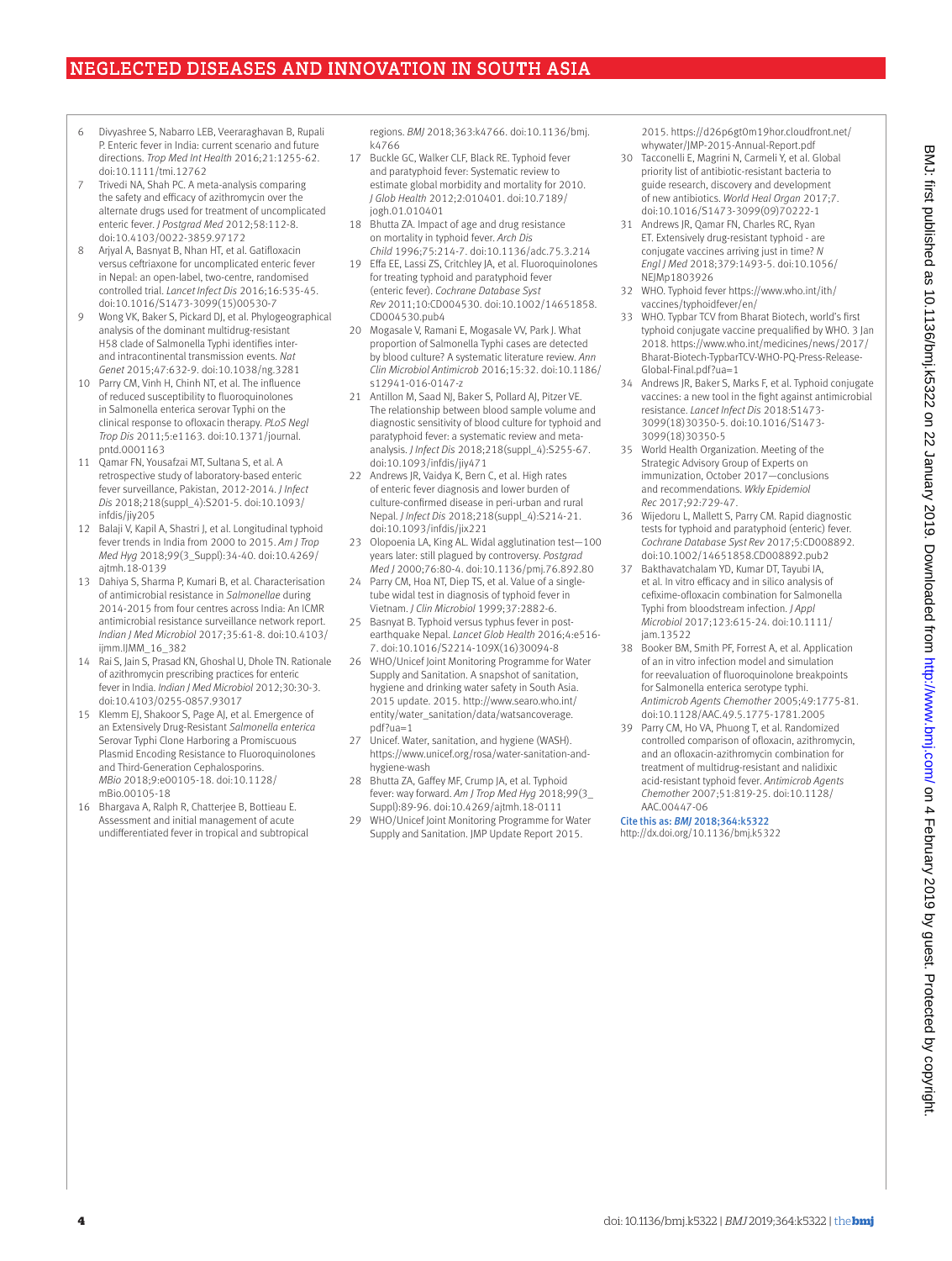6 Divyashree S, Nabarro LEB, Veeraraghavan B, Rupali P. Enteric fever in India: current scenario and future directions. *Trop Med Int Health* 2016;21:1255-62. doi:10.1111/tmi.12762

7 Trivedi NA, Shah PC. A meta-analysis comparing the safety and efficacy of azithromycin over the alternate drugs used for treatment of uncomplicated enteric fever. *J Postgrad Med* 2012;58:112-8. doi:10.4103/0022-3859.97172

8 Arjyal A, Basnyat B, Nhan HT, et al. Gatifloxacin versus ceftriaxone for uncomplicated enteric fever in Nepal: an open-label, two-centre, randomised controlled trial. *Lancet Infect Dis* 2016;16:535-45. doi:10.1016/S1473-3099(15)00530-7

9 Wong VK, Baker S, Pickard DJ, et al. Phylogeographical analysis of the dominant multidrug-resistant H58 clade of Salmonella Typhi identifies inter- and intracontinental transmission events. *Nat Genet* 2015;47:632-9. doi:10.1038/ng.3281

10 Parry CM, Vinh H, Chinh NT, et al. The influence of reduced susceptibility to fluoroquinolones in Salmonella enterica serovar Typhi on the clinical response to ofloxacin therapy. *PLoS Negl Trop Dis* 2011;5:e1163. doi:10.1371/journal.pntd.0001163

11 Qamar FN, Yousafzai MT, Sultana S, et al. A retrospective study of laboratory-based enteric fever surveillance, Pakistan, 2012-2014. *J Infect Dis* 2018;218(suppl_4):S201-5. doi:10.1093/infdis/jiy205

12 Balaji V, Kapil A, Shastri J, et al. Longitudinal typhoid fever trends in India from 2000 to 2015. *Am J Trop Med Hyg* 2018;99(3_Suppl):34-40. doi:10.4269/ajtmh.18-0139

13 Dahiya S, Sharma P, Kumari B, et al. Characterisation of antimicrobial resistance in *Salmonellae* during 2014-2015 from four centres across India: An ICMR antimicrobial resistance surveillance network report. *Indian J Med Microbiol* 2017;35:61-8. doi:10.4103/ijmm.IJMM_16_382

14 Rai S, Jain S, Prasad KN, Ghoshal U, Dhole TN. Rationale of azithromycin prescribing practices for enteric fever in India. *Indian J Med Microbiol* 2012;30:30-3. doi:10.4103/0255-0857.93017

15 Klemm EJ, Shakoor S, Page AJ, et al. Emergence of an Extensively Drug-Resistant *Salmonella enterica* Serovar Typhi Clone Harboring a Promiscuous Plasmid Encoding Resistance to Fluoroquinolones and Third-Generation Cephalosporins. *MBio* 2018;9:e00105-18. doi:10.1128/mBio.00105-18

16 Bhargava A, Ralph R, Chatterjee B, Bottieau E. Assessment and initial management of acute undifferentiated fever in tropical and subtropical regions. *BMJ* 2018;363:k4766. doi:10.1136/bmj.k4766

17 Buckle GC, Walker CLF, Black RE. Typhoid fever and paratyphoid fever: Systematic review to estimate global morbidity and mortality for 2010. *J Glob Health* 2012;2:010401. doi:10.7189/jogh.01.010401

18 Bhutta ZA. Impact of age and drug resistance on mortality in typhoid fever. *Arch Dis Child* 1996;75:214-7. doi:10.1136/adc.75.3.214

19 Effa EE, Lassi ZS, Critchley JA, et al. Fluoroquinolones for treating typhoid and paratyphoid fever (enteric fever). *Cochrane Database Syst Rev* 2011;10:CD004530. doi:10.1002/14651858.CD004530.pub4

20 Mogasale V, Ramani E, Mogasale VV, Park J. What proportion of Salmonella Typhi cases are detected by blood culture? A systematic literature review. *Ann Clin Microbiol Antimicrob* 2016;15:32. doi:10.1186/s12941-016-0147-z

21 Antillon M, Saad NJ, Baker S, Pollard AJ, Pitzer VE. The relationship between blood sample volume and diagnostic sensitivity of blood culture for typhoid and paratyphoid fever: a systematic review and meta-analysis. *J Infect Dis* 2018;218(suppl_4):S255-67. doi:10.1093/infdis/jiy471

22 Andrews JR, Vaidya K, Bern C, et al. High rates of enteric fever diagnosis and lower burden of culture-confirmed disease in peri-urban and rural Nepal. *J Infect Dis* 2018;218(suppl_4):S214-21. doi:10.1093/infdis/jix221

23 Olopoenia LA, King AL. Widal agglutination test—100 years later: still plagued by controversy. *Postgrad Med J* 2000;76:80-4. doi:10.1136/pmj.76.892.80

24 Parry CM, Hoa NT, Diep TS, et al. Value of a single-tube widal test in diagnosis of typhoid fever in Vietnam. *J Clin Microbiol* 1999;37:2882-6.

25 Basnyat B. Typhoid versus typhus fever in post-earthquake Nepal. *Lancet Glob Health* 2016;4:e516-7. doi:10.1016/S2214-109X(16)30094-8

26 WHO/Unicef Joint Monitoring Programme for Water Supply and Sanitation. A snapshot of sanitation, hygiene and drinking water safety in South Asia. 2015 update. 2015. http://www.searo.who.int/entity/water_sanitation/data/watsancoverage.pdf?ua=1

27 Unicef. Water, sanitation, and hygiene (WASH). https://www.unicef.org/rosa/water-sanitation-and-hygiene-wash

28 Bhutta ZA, Gaffey MF, Crump JA, et al. Typhoid fever: way forward. *Am J Trop Med Hyg* 2018;99(3_Suppl):89-96. doi:10.4269/ajtmh.18-0111

29 WHO/Unicef Joint Monitoring Programme for Water Supply and Sanitation. JMP Update Report 2015. 2015. https://d26p6gt0m19hor.cloudfront.net/whywater/JMP-2015-Annual-Report.pdf

30 Tacconelli E, Magrini N, Carmeli Y, et al. Global priority list of antibiotic-resistant bacteria to guide research, discovery and development of new antibiotics. *World Heal Organ* 2017;7. doi:10.1016/S1473-3099(09)70222-1

31 Andrews JR, Qamar FN, Charles RC, Ryan ET. Extensively drug-resistant typhoid - are conjugate vaccines arriving just in time? *N Engl J Med* 2018;379:1493-5. doi:10.1056/NEJMp1803926

32 WHO. Typhoid fever https://www.who.int/ith/vaccines/typhoidfever/en/

33 WHO. Typbar TCV from Bharat Biotech, world's first typhoid conjugate vaccine prequalified by WHO. 3 Jan 2018. https://www.who.int/medicines/news/2017/Bharat-Biotech-TypbarTCV-WHO-PQ-Press-Release-Global-Final.pdf?ua=1

34 Andrews JR, Baker S, Marks F, et al. Typhoid conjugate vaccines: a new tool in the fight against antimicrobial resistance. *Lancet Infect Dis* 2018:S1473-3099(18)30350-5. doi:10.1016/S1473-3099(18)30350-5

35 World Health Organization. Meeting of the Strategic Advisory Group of Experts on immunization, October 2017—conclusions and recommendations. *Wkly Epidemiol Rec* 2017;92:729-47.

36 Wijedoru L, Mallett S, Parry CM. Rapid diagnostic tests for typhoid and paratyphoid (enteric) fever. *Cochrane Database Syst Rev* 2017;5:CD008892. doi:10.1002/14651858.CD008892.pub2

37 Bakthavatchalam YD, Kumar DT, Tayubi IA, et al. In vitro efficacy and in silico analysis of cefixime-ofloxacin combination for Salmonella Typhi from bloodstream infection. *J Appl Microbiol* 2017;123:615-24. doi:10.1111/jam.13522

38 Booker BM, Smith PF, Forrest A, et al. Application of an in vitro infection model and simulation for reevaluation of fluoroquinolone breakpoints for Salmonella enterica serotype typhi. *Antimicrob Agents Chemother* 2005;49:1775-81. doi:10.1128/AAC.49.5.1775-1781.2005

39 Parry CM, Ho VA, Phuong T, et al. Randomized controlled comparison of ofloxacin, azithromycin, and an ofloxacin-azithromycin combination for treatment of multidrug-resistant and nalidixic acid-resistant typhoid fever. *Antimicrob Agents Chemother* 2007;51:819-25. doi:10.1128/AAC.00447-06

Cite this as: *BMJ* 2018;364:k5322

http://dx.doi.org/10.1136/bmj.k5322